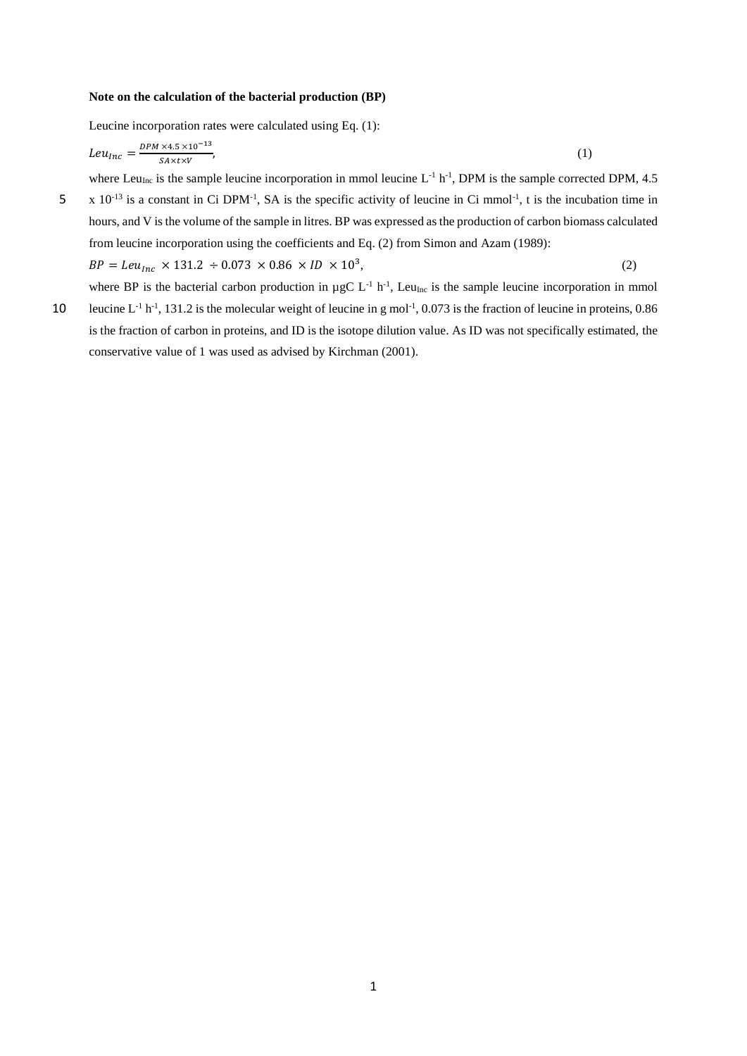**Note on the calculation of the bacterial production (BP)**

Leucine incorporation rates were calculated using Eq. (1):

$$Leu_{Inc} = \frac{DPM \times 4.5 \times 10^{-13}}{SA \times t \times V}, \tag{1}$$

where $Leu_{Inc}$ is the sample leucine incorporation in mmol leucine $L^{-1}$ $h^{-1}$, DPM is the sample corrected DPM, 4.5 x $10^{-13}$ is a constant in Ci $DPM^{-1}$, SA is the specific activity of leucine in Ci $mmol^{-1}$, t is the incubation time in hours, and V is the volume of the sample in litres. BP was expressed as the production of carbon biomass calculated from leucine incorporation using the coefficients and Eq. (2) from Simon and Azam (1989):

$$BP = Leu_{Inc} \times 131.2 \div 0.073 \times 0.86 \times ID \times 10^{3}, \tag{2}$$

where BP is the bacterial carbon production in µgC $L^{-1}$ $h^{-1}$, $Leu_{Inc}$ is the sample leucine incorporation in mmol leucine $L^{-1}$ $h^{-1}$, 131.2 is the molecular weight of leucine in g $mol^{-1}$, 0.073 is the fraction of leucine in proteins, 0.86 is the fraction of carbon in proteins, and ID is the isotope dilution value. As ID was not specifically estimated, the conservative value of 1 was used as advised by Kirchman (2001).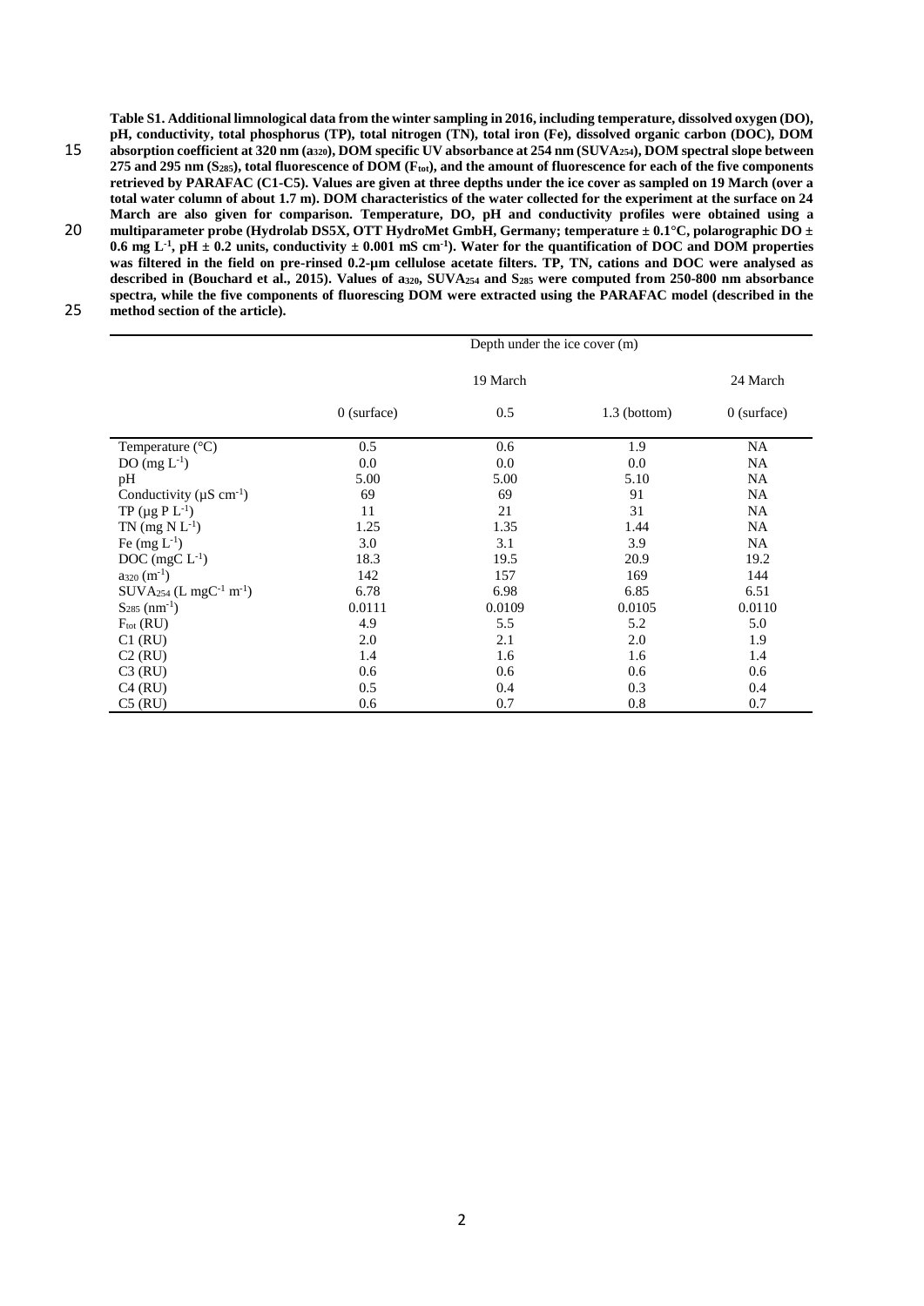**Table S1. Additional limnological data from the winter sampling in 2016, including temperature, dissolved oxygen (DO), pH, conductivity, total phosphorus (TP), total nitrogen (TN), total iron (Fe), dissolved organic carbon (DOC), DOM absorption coefficient at 320 nm ($a_{320}$), DOM specific UV absorbance at 254 nm ($SUVA_{254}$), DOM spectral slope between 275 and 295 nm ($S_{285}$), total fluorescence of DOM ($F_{tot}$), and the amount of fluorescence for each of the five components retrieved by PARAFAC (C1-C5). Values are given at three depths under the ice cover as sampled on 19 March (over a total water column of about 1.7 m). DOM characteristics of the water collected for the experiment at the surface on 24 March are also given for comparison. Temperature, DO, pH and conductivity profiles were obtained using a multiparameter probe (Hydrolab DS5X, OTT HydroMet GmbH, Germany; temperature ± 0.1°C, polarographic DO ± 0.6 mg $L^{-1}$, pH ± 0.2 units, conductivity ± 0.001 mS $cm^{-1}$). Water for the quantification of DOC and DOM properties was filtered in the field on pre-rinsed 0.2-µm cellulose acetate filters. TP, TN, cations and DOC were analysed as described in (Bouchard et al., 2015). Values of $a_{320}$, $SUVA_{254}$ and $S_{285}$ were computed from 250-800 nm absorbance spectra, while the five components of fluorescing DOM were extracted using the PARAFAC model (described in the method section of the article).**

| | Depth under the ice cover (m) | | | |
|---|---|---|---|---|
| | 19 March | | | 24 March |
| | 0 (surface) | 0.5 | 1.3 (bottom) | 0 (surface) |
| Temperature (°C) | 0.5 | 0.6 | 1.9 | NA |
| DO (mg $L^{-1}$) | 0.0 | 0.0 | 0.0 | NA |
| pH | 5.00 | 5.00 | 5.10 | NA |
| Conductivity (µS $cm^{-1}$) | 69 | 69 | 91 | NA |
| TP (µg P $L^{-1}$) | 11 | 21 | 31 | NA |
| TN (mg N $L^{-1}$) | 1.25 | 1.35 | 1.44 | NA |
| Fe (mg $L^{-1}$) | 3.0 | 3.1 | 3.9 | NA |
| DOC (mgC $L^{-1}$) | 18.3 | 19.5 | 20.9 | 19.2 |
| $a_{320}$ ($m^{-1}$) | 142 | 157 | 169 | 144 |
| $SUVA_{254}$ (L $mgC^{-1}$ $m^{-1}$) | 6.78 | 6.98 | 6.85 | 6.51 |
| $S_{285}$ ($nm^{-1}$) | 0.0111 | 0.0109 | 0.0105 | 0.0110 |
| $F_{tot}$ (RU) | 4.9 | 5.5 | 5.2 | 5.0 |
| C1 (RU) | 2.0 | 2.1 | 2.0 | 1.9 |
| C2 (RU) | 1.4 | 1.6 | 1.6 | 1.4 |
| C3 (RU) | 0.6 | 0.6 | 0.6 | 0.6 |
| C4 (RU) | 0.5 | 0.4 | 0.3 | 0.4 |
| C5 (RU) | 0.6 | 0.7 | 0.8 | 0.7 |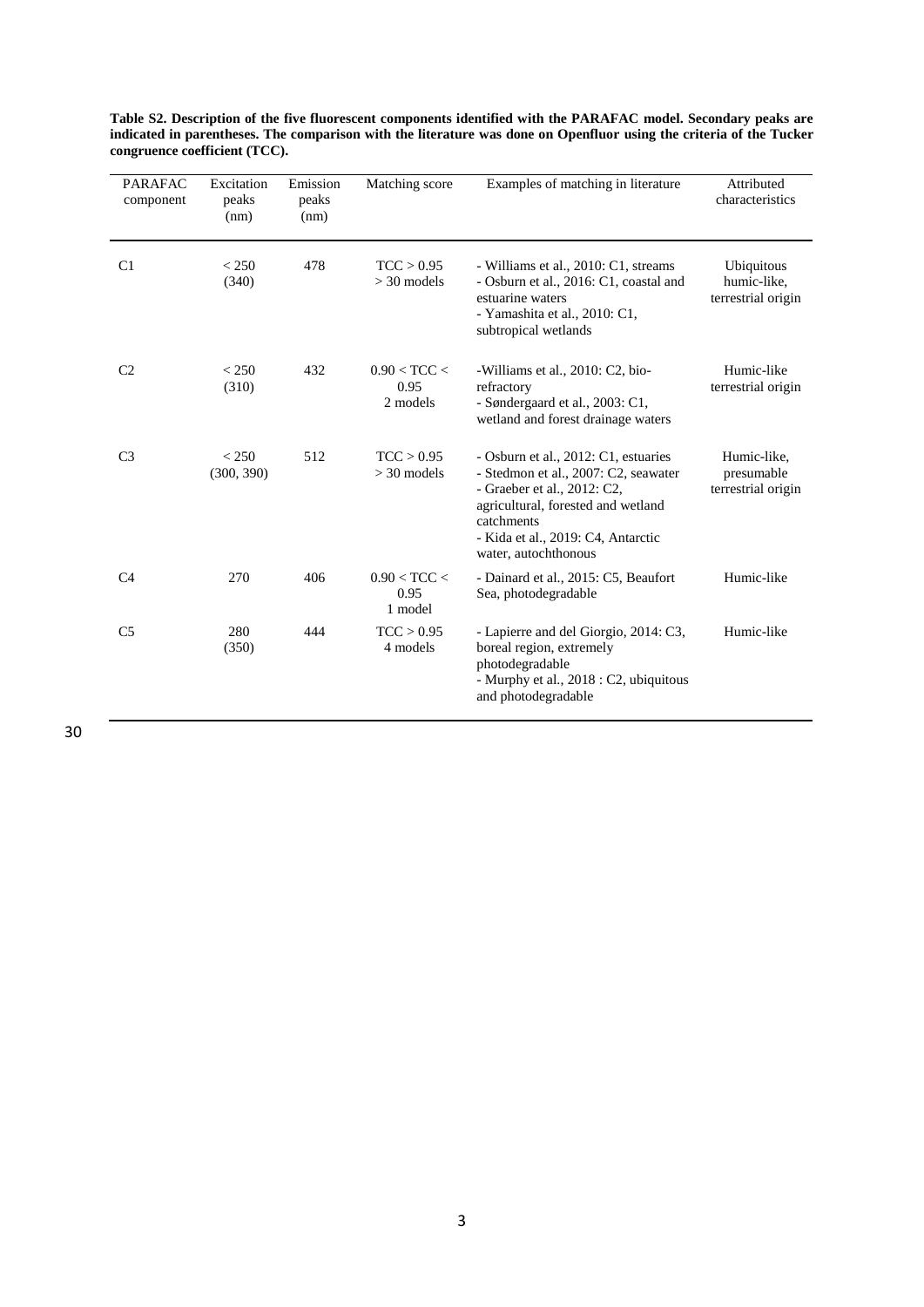**Table S2. Description of the five fluorescent components identified with the PARAFAC model. Secondary peaks are indicated in parentheses. The comparison with the literature was done on Openfluor using the criteria of the Tucker congruence coefficient (TCC).**

| PARAFAC component | Excitation peaks (nm) | Emission peaks (nm) | Matching score | Examples of matching in literature | Attributed characteristics |
|---|---|---|---|---|---|
| C1 | < 250 (340) | 478 | TCC > 0.95 > 30 models | - Williams et al., 2010: C1, streams - Osburn et al., 2016: C1, coastal and estuarine waters - Yamashita et al., 2010: C1, subtropical wetlands | Ubiquitous humic-like, terrestrial origin |
| C2 | < 250 (310) | 432 | 0.90 < TCC < 0.95 2 models | -Williams et al., 2010: C2, bio-refractory - Søndergaard et al., 2003: C1, wetland and forest drainage waters | Humic-like terrestrial origin |
| C3 | < 250 (300, 390) | 512 | TCC > 0.95 > 30 models | - Osburn et al., 2012: C1, estuaries - Stedmon et al., 2007: C2, seawater - Graeber et al., 2012: C2, agricultural, forested and wetland catchments - Kida et al., 2019: C4, Antarctic water, autochthonous | Humic-like, presumable terrestrial origin |
| C4 | 270 | 406 | 0.90 < TCC < 0.95 1 model | - Dainard et al., 2015: C5, Beaufort Sea, photodegradable | Humic-like |
| C5 | 280 (350) | 444 | TCC > 0.95 4 models | - Lapierre and del Giorgio, 2014: C3, boreal region, extremely photodegradable - Murphy et al., 2018 : C2, ubiquitous and photodegradable | Humic-like |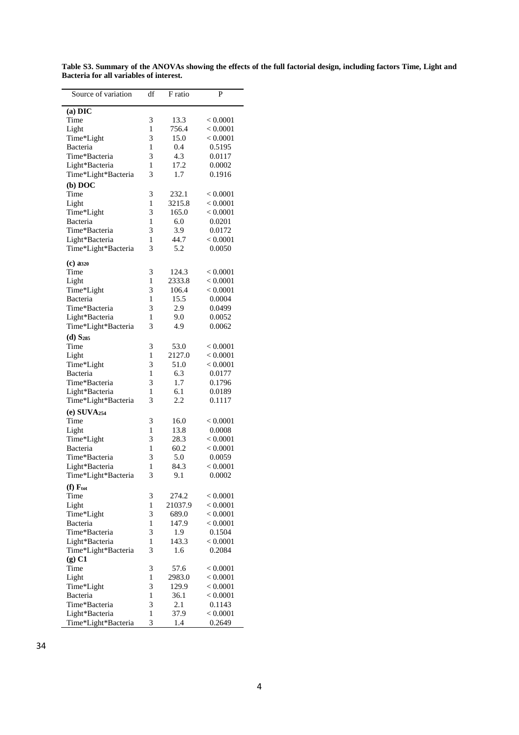**Table S3. Summary of the ANOVAs showing the effects of the full factorial design, including factors Time, Light and Bacteria for all variables of interest.**

| Source of variation | df | F ratio | P |
|---|---|---|---|
| **(a) DIC** | | | |
| Time | 3 | 13.3 | < 0.0001 |
| Light | 1 | 756.4 | < 0.0001 |
| Time*Light | 3 | 15.0 | < 0.0001 |
| Bacteria | 1 | 0.4 | 0.5195 |
| Time*Bacteria | 3 | 4.3 | 0.0117 |
| Light*Bacteria | 1 | 17.2 | 0.0002 |
| Time*Light*Bacteria | 3 | 1.7 | 0.1916 |
| **(b) DOC** | | | |
| Time | 3 | 232.1 | < 0.0001 |
| Light | 1 | 3215.8 | < 0.0001 |
| Time*Light | 3 | 165.0 | < 0.0001 |
| Bacteria | 1 | 6.0 | 0.0201 |
| Time*Bacteria | 3 | 3.9 | 0.0172 |
| Light*Bacteria | 1 | 44.7 | < 0.0001 |
| Time*Light*Bacteria | 3 | 5.2 | 0.0050 |
| **(c) $a_{320}$** | | | |
| Time | 3 | 124.3 | < 0.0001 |
| Light | 1 | 2333.8 | < 0.0001 |
| Time*Light | 3 | 106.4 | < 0.0001 |
| Bacteria | 1 | 15.5 | 0.0004 |
| Time*Bacteria | 3 | 2.9 | 0.0499 |
| Light*Bacteria | 1 | 9.0 | 0.0052 |
| Time*Light*Bacteria | 3 | 4.9 | 0.0062 |
| **(d) $S_{285}$** | | | |
| Time | 3 | 53.0 | < 0.0001 |
| Light | 1 | 2127.0 | < 0.0001 |
| Time*Light | 3 | 51.0 | < 0.0001 |
| Bacteria | 1 | 6.3 | 0.0177 |
| Time*Bacteria | 3 | 1.7 | 0.1796 |
| Light*Bacteria | 1 | 6.1 | 0.0189 |
| Time*Light*Bacteria | 3 | 2.2 | 0.1117 |
| **(e) $SUVA_{254}$** | | | |
| Time | 3 | 16.0 | < 0.0001 |
| Light | 1 | 13.8 | 0.0008 |
| Time*Light | 3 | 28.3 | < 0.0001 |
| Bacteria | 1 | 60.2 | < 0.0001 |
| Time*Bacteria | 3 | 5.0 | 0.0059 |
| Light*Bacteria | 1 | 84.3 | < 0.0001 |
| Time*Light*Bacteria | 3 | 9.1 | 0.0002 |
| **(f) $F_{tot}$** | | | |
| Time | 3 | 274.2 | < 0.0001 |
| Light | 1 | 21037.9 | < 0.0001 |
| Time*Light | 3 | 689.0 | < 0.0001 |
| Bacteria | 1 | 147.9 | < 0.0001 |
| Time*Bacteria | 3 | 1.9 | 0.1504 |
| Light*Bacteria | 1 | 143.3 | < 0.0001 |
| Time*Light*Bacteria | 3 | 1.6 | 0.2084 |
| **(g) C1** | | | |
| Time | 3 | 57.6 | < 0.0001 |
| Light | 1 | 2983.0 | < 0.0001 |
| Time*Light | 3 | 129.9 | < 0.0001 |
| Bacteria | 1 | 36.1 | < 0.0001 |
| Time*Bacteria | 3 | 2.1 | 0.1143 |
| Light*Bacteria | 1 | 37.9 | < 0.0001 |
| Time*Light*Bacteria | 3 | 1.4 | 0.2649 |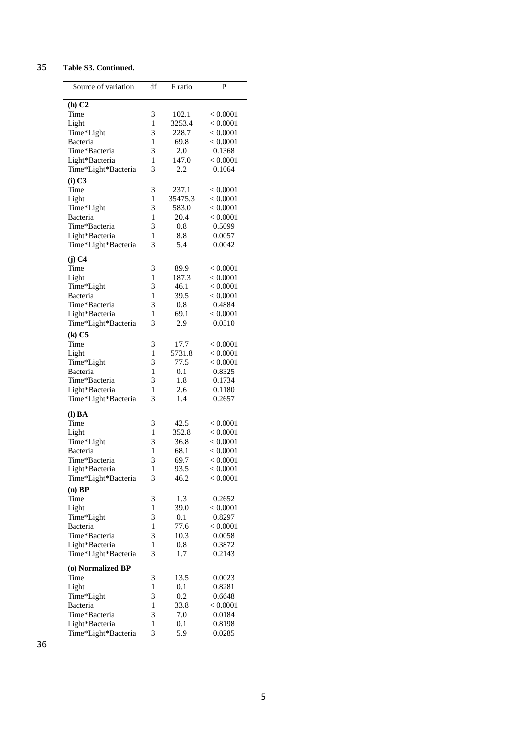**Table S3. Continued.**

| Source of variation | df | F ratio | P |
|---|---|---|---|
| **(h) C2** | | | |
| Time | 3 | 102.1 | < 0.0001 |
| Light | 1 | 3253.4 | < 0.0001 |
| Time*Light | 3 | 228.7 | < 0.0001 |
| Bacteria | 1 | 69.8 | < 0.0001 |
| Time*Bacteria | 3 | 2.0 | 0.1368 |
| Light*Bacteria | 1 | 147.0 | < 0.0001 |
| Time*Light*Bacteria | 3 | 2.2 | 0.1064 |
| **(i) C3** | | | |
| Time | 3 | 237.1 | < 0.0001 |
| Light | 1 | 35475.3 | < 0.0001 |
| Time*Light | 3 | 583.0 | < 0.0001 |
| Bacteria | 1 | 20.4 | < 0.0001 |
| Time*Bacteria | 3 | 0.8 | 0.5099 |
| Light*Bacteria | 1 | 8.8 | 0.0057 |
| Time*Light*Bacteria | 3 | 5.4 | 0.0042 |
| **(j) C4** | | | |
| Time | 3 | 89.9 | < 0.0001 |
| Light | 1 | 187.3 | < 0.0001 |
| Time*Light | 3 | 46.1 | < 0.0001 |
| Bacteria | 1 | 39.5 | < 0.0001 |
| Time*Bacteria | 3 | 0.8 | 0.4884 |
| Light*Bacteria | 1 | 69.1 | < 0.0001 |
| Time*Light*Bacteria | 3 | 2.9 | 0.0510 |
| **(k) C5** | | | |
| Time | 3 | 17.7 | < 0.0001 |
| Light | 1 | 5731.8 | < 0.0001 |
| Time*Light | 3 | 77.5 | < 0.0001 |
| Bacteria | 1 | 0.1 | 0.8325 |
| Time*Bacteria | 3 | 1.8 | 0.1734 |
| Light*Bacteria | 1 | 2.6 | 0.1180 |
| Time*Light*Bacteria | 3 | 1.4 | 0.2657 |
| **(l) BA** | | | |
| Time | 3 | 42.5 | < 0.0001 |
| Light | 1 | 352.8 | < 0.0001 |
| Time*Light | 3 | 36.8 | < 0.0001 |
| Bacteria | 1 | 68.1 | < 0.0001 |
| Time*Bacteria | 3 | 69.7 | < 0.0001 |
| Light*Bacteria | 1 | 93.5 | < 0.0001 |
| Time*Light*Bacteria | 3 | 46.2 | < 0.0001 |
| **(n) BP** | | | |
| Time | 3 | 1.3 | 0.2652 |
| Light | 1 | 39.0 | < 0.0001 |
| Time*Light | 3 | 0.1 | 0.8297 |
| Bacteria | 1 | 77.6 | < 0.0001 |
| Time*Bacteria | 3 | 10.3 | 0.0058 |
| Light*Bacteria | 1 | 0.8 | 0.3872 |
| Time*Light*Bacteria | 3 | 1.7 | 0.2143 |
| **(o) Normalized BP** | | | |
| Time | 3 | 13.5 | 0.0023 |
| Light | 1 | 0.1 | 0.8281 |
| Time*Light | 3 | 0.2 | 0.6648 |
| Bacteria | 1 | 33.8 | < 0.0001 |
| Time*Bacteria | 3 | 7.0 | 0.0184 |
| Light*Bacteria | 1 | 0.1 | 0.8198 |
| Time*Light*Bacteria | 3 | 5.9 | 0.0285 |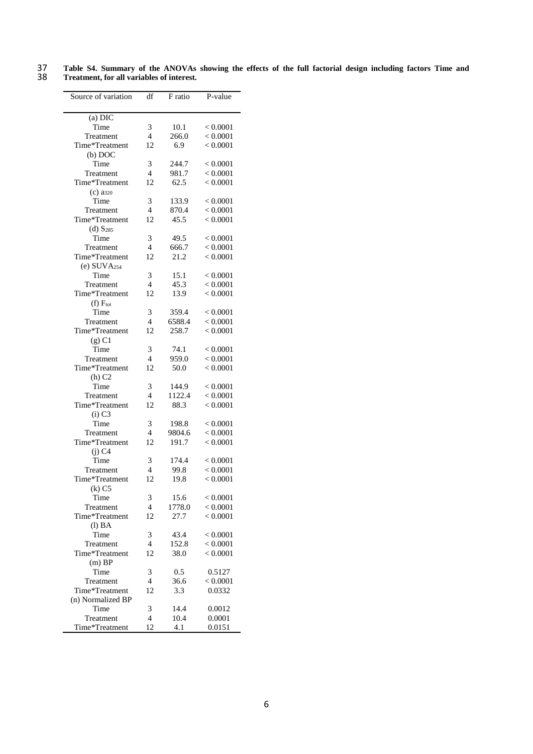**Table S4. Summary of the ANOVAs showing the effects of the full factorial design including factors Time and Treatment, for all variables of interest.**

| Source of variation | df | F ratio | P-value |
|---|---|---|---|
| (a) DIC | | | |
| Time | 3 | 10.1 | < 0.0001 |
| Treatment | 4 | 266.0 | < 0.0001 |
| Time*Treatment | 12 | 6.9 | < 0.0001 |
| (b) DOC | | | |
| Time | 3 | 244.7 | < 0.0001 |
| Treatment | 4 | 981.7 | < 0.0001 |
| Time*Treatment | 12 | 62.5 | < 0.0001 |
| (c) $a_{320}$ | | | |
| Time | 3 | 133.9 | < 0.0001 |
| Treatment | 4 | 870.4 | < 0.0001 |
| Time*Treatment | 12 | 45.5 | < 0.0001 |
| (d) $S_{285}$ | | | |
| Time | 3 | 49.5 | < 0.0001 |
| Treatment | 4 | 666.7 | < 0.0001 |
| Time*Treatment | 12 | 21.2 | < 0.0001 |
| (e) $SUVA_{254}$ | | | |
| Time | 3 | 15.1 | < 0.0001 |
| Treatment | 4 | 45.3 | < 0.0001 |
| Time*Treatment | 12 | 13.9 | < 0.0001 |
| (f) $F_{tot}$ | | | |
| Time | 3 | 359.4 | < 0.0001 |
| Treatment | 4 | 6588.4 | < 0.0001 |
| Time*Treatment | 12 | 258.7 | < 0.0001 |
| (g) C1 | | | |
| Time | 3 | 74.1 | < 0.0001 |
| Treatment | 4 | 959.0 | < 0.0001 |
| Time*Treatment | 12 | 50.0 | < 0.0001 |
| (h) C2 | | | |
| Time | 3 | 144.9 | < 0.0001 |
| Treatment | 4 | 1122.4 | < 0.0001 |
| Time*Treatment | 12 | 88.3 | < 0.0001 |
| (i) C3 | | | |
| Time | 3 | 198.8 | < 0.0001 |
| Treatment | 4 | 9804.6 | < 0.0001 |
| Time*Treatment | 12 | 191.7 | < 0.0001 |
| (j) C4 | | | |
| Time | 3 | 174.4 | < 0.0001 |
| Treatment | 4 | 99.8 | < 0.0001 |
| Time*Treatment | 12 | 19.8 | < 0.0001 |
| (k) C5 | | | |
| Time | 3 | 15.6 | < 0.0001 |
| Treatment | 4 | 1778.0 | < 0.0001 |
| Time*Treatment | 12 | 27.7 | < 0.0001 |
| (l) BA | | | |
| Time | 3 | 43.4 | < 0.0001 |
| Treatment | 4 | 152.8 | < 0.0001 |
| Time*Treatment | 12 | 38.0 | < 0.0001 |
| (m) BP | | | |
| Time | 3 | 0.5 | 0.5127 |
| Treatment | 4 | 36.6 | < 0.0001 |
| Time*Treatment | 12 | 3.3 | 0.0332 |
| (n) Normalized BP | | | |
| Time | 3 | 14.4 | 0.0012 |
| Treatment | 4 | 10.4 | 0.0001 |
| Time*Treatment | 12 | 4.1 | 0.0151 |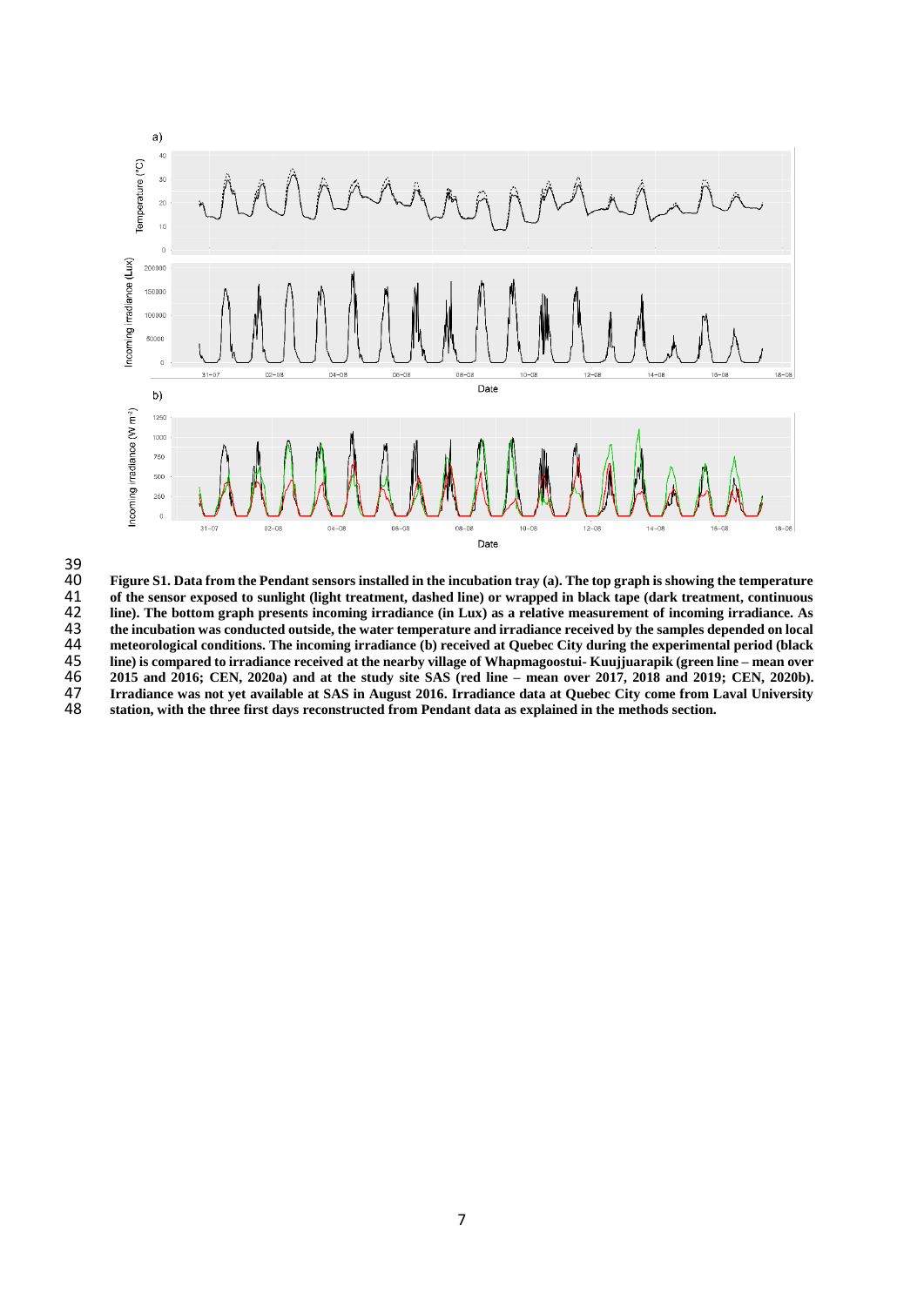**Figure S1. Data from the Pendant sensors installed in the incubation tray (a). The top graph is showing the temperature of the sensor exposed to sunlight (light treatment, dashed line) or wrapped in black tape (dark treatment, continuous line). The bottom graph presents incoming irradiance (in Lux) as a relative measurement of incoming irradiance. As the incubation was conducted outside, the water temperature and irradiance received by the samples depended on local meteorological conditions. The incoming irradiance (b) received at Quebec City during the experimental period (black line) is compared to irradiance received at the nearby village of Whapmagoostui- Kuujjuarapik (green line – mean over 2015 and 2016; CEN, 2020a) and at the study site SAS (red line – mean over 2017, 2018 and 2019; CEN, 2020b). Irradiance was not yet available at SAS in August 2016. Irradiance data at Quebec City come from Laval University station, with the three first days reconstructed from Pendant data as explained in the methods section.**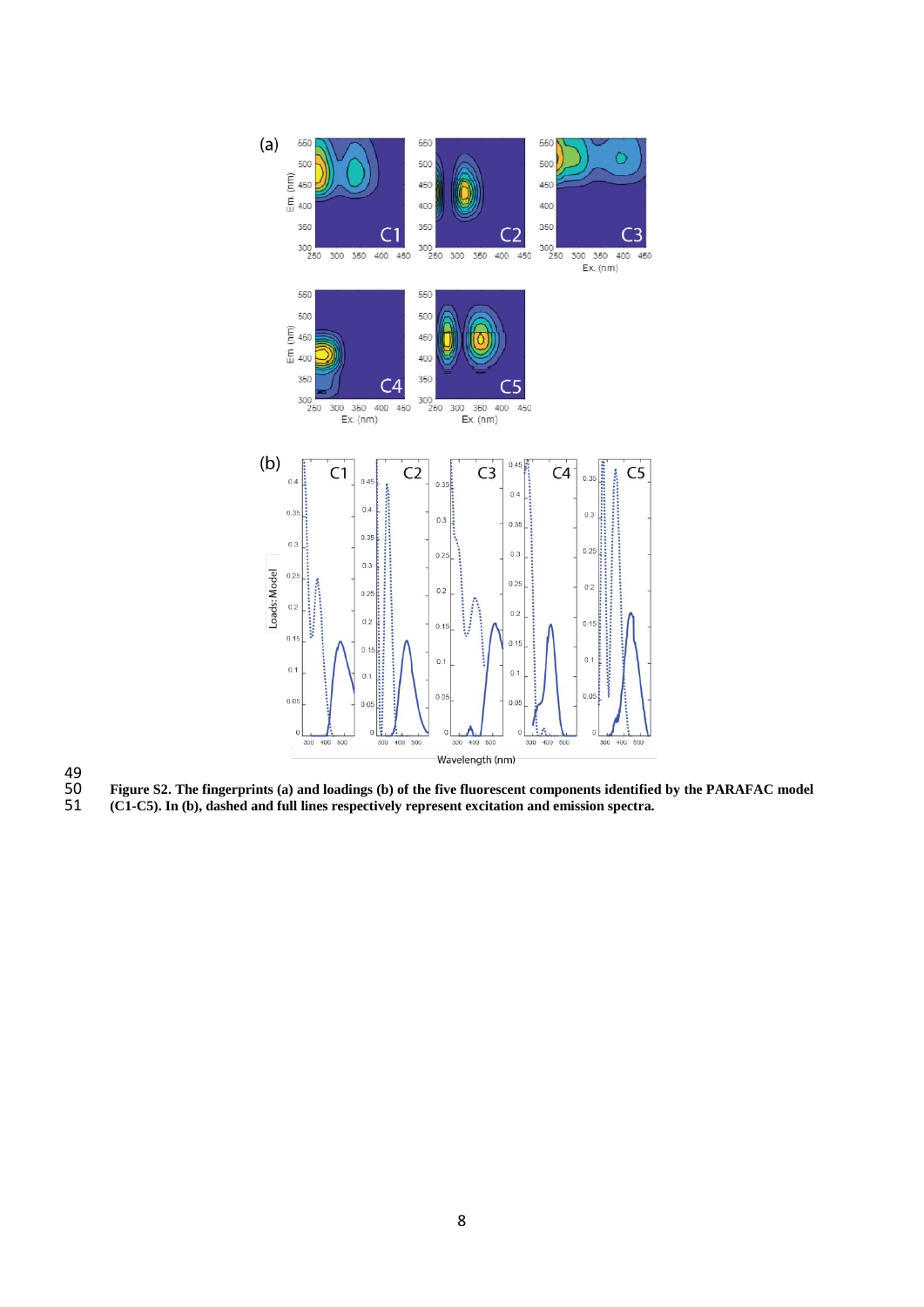**Figure S2. The fingerprints (a) and loadings (b) of the five fluorescent components identified by the PARAFAC model (C1-C5). In (b), dashed and full lines respectively represent excitation and emission spectra.**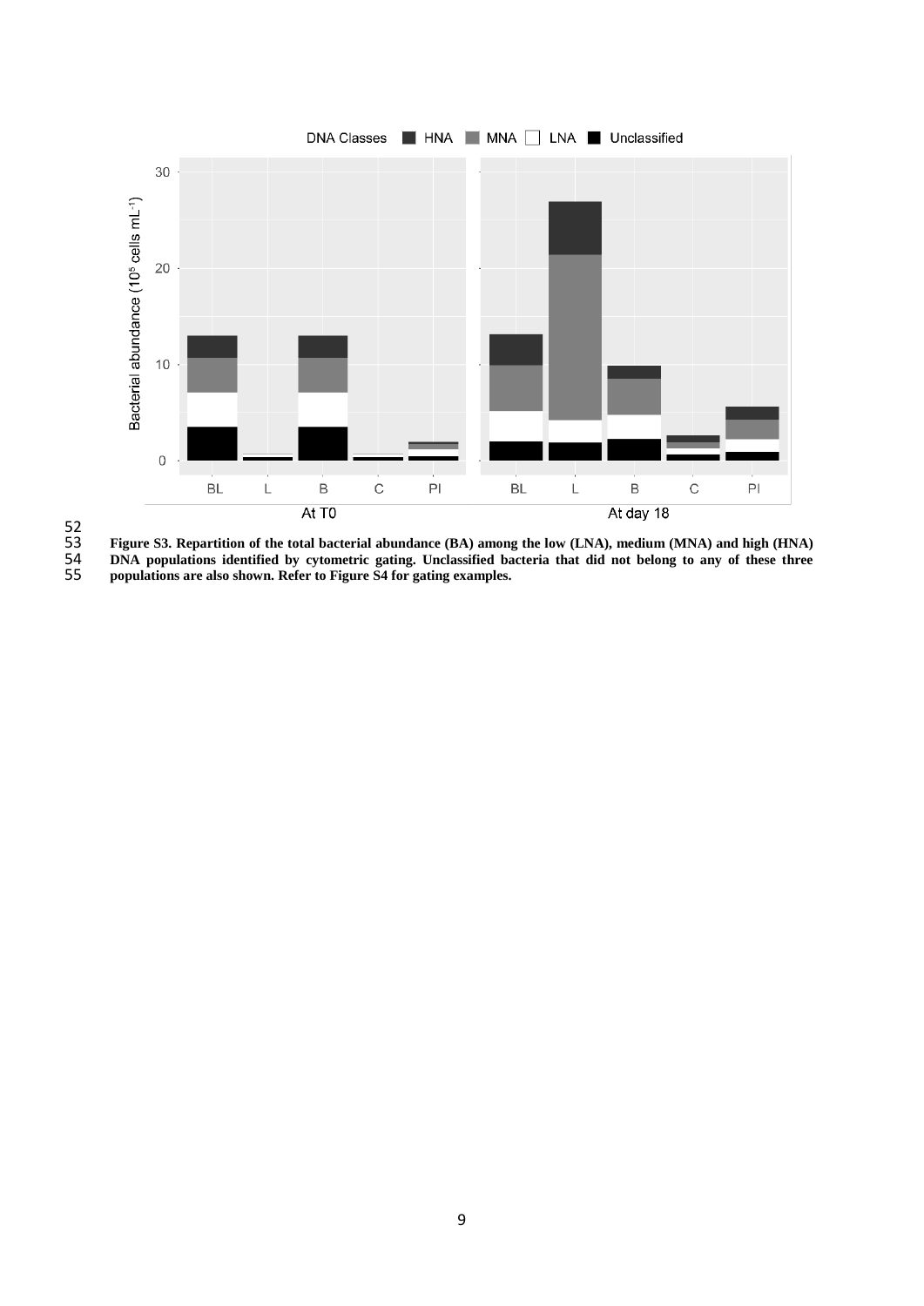**Figure S3. Repartition of the total bacterial abundance (BA) among the low (LNA), medium (MNA) and high (HNA) DNA populations identified by cytometric gating. Unclassified bacteria that did not belong to any of these three populations are also shown. Refer to Figure S4 for gating examples.**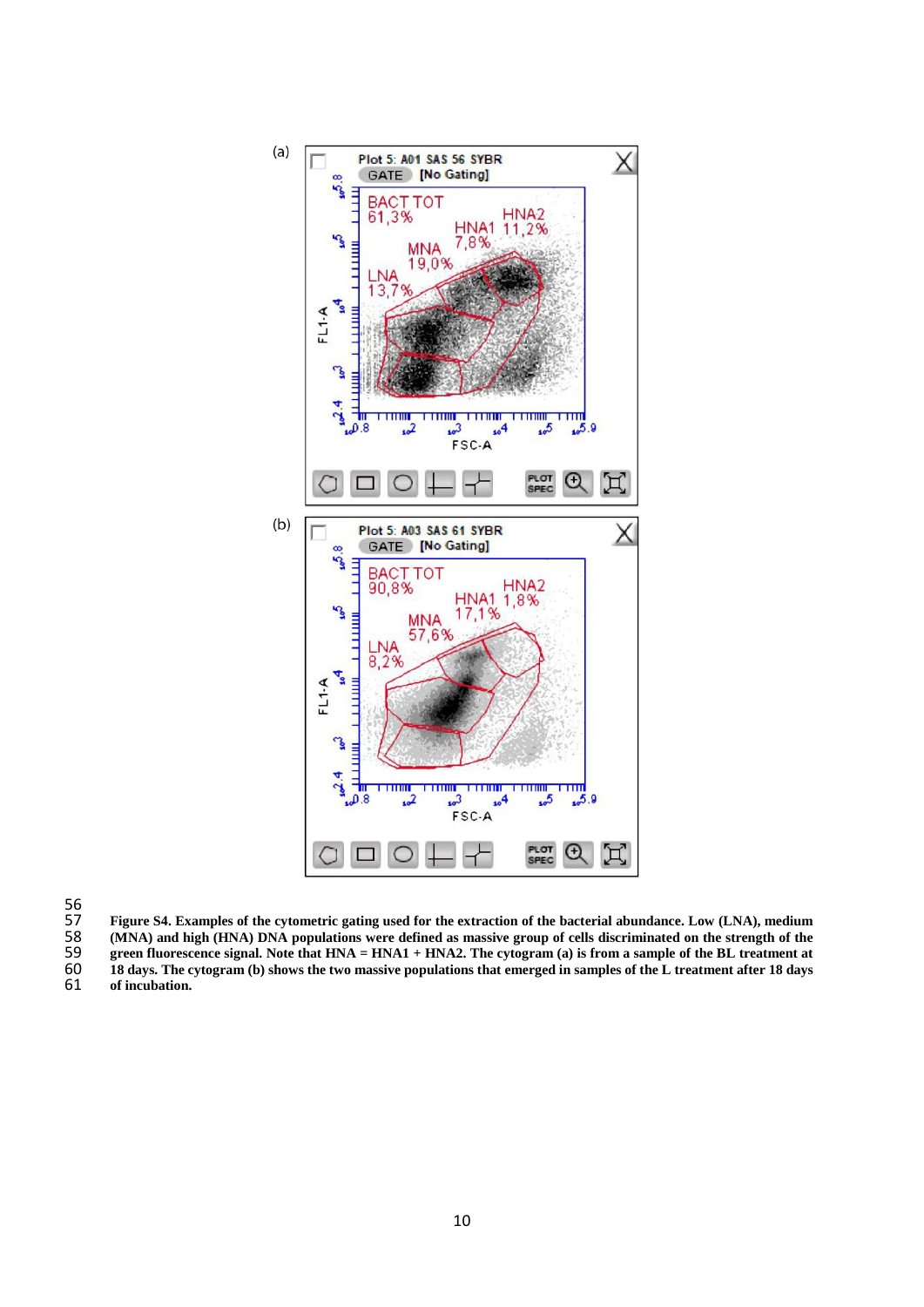Figure S4. Examples of the cytometric gating used for the extraction of the bacterial abundance. Low (LNA), medium (MNA) and high (HNA) DNA populations were defined as massive group of cells discriminated on the strength of the green fluorescence signal. Note that HNA = HNA1 + HNA2. The cytogram (a) is from a sample of the BL treatment at 18 days. The cytogram (b) shows the two massive populations that emerged in samples of the L treatment after 18 days of incubation.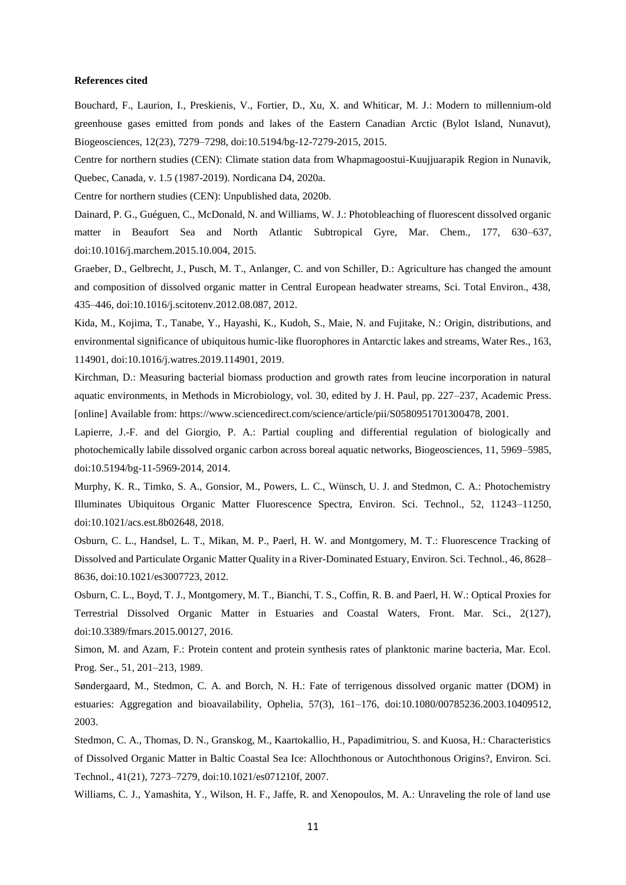**References cited**

Bouchard, F., Laurion, I., Preskienis, V., Fortier, D., Xu, X. and Whiticar, M. J.: Modern to millennium-old greenhouse gases emitted from ponds and lakes of the Eastern Canadian Arctic (Bylot Island, Nunavut), Biogeosciences, 12(23), 7279–7298, doi:10.5194/bg-12-7279-2015, 2015.

Centre for northern studies (CEN): Climate station data from Whapmagoostui-Kuujjuarapik Region in Nunavik, Quebec, Canada, v. 1.5 (1987-2019). Nordicana D4, 2020a.

Centre for northern studies (CEN): Unpublished data, 2020b.

Dainard, P. G., Guéguen, C., McDonald, N. and Williams, W. J.: Photobleaching of fluorescent dissolved organic matter in Beaufort Sea and North Atlantic Subtropical Gyre, Mar. Chem., 177, 630–637, doi:10.1016/j.marchem.2015.10.004, 2015.

Graeber, D., Gelbrecht, J., Pusch, M. T., Anlanger, C. and von Schiller, D.: Agriculture has changed the amount and composition of dissolved organic matter in Central European headwater streams, Sci. Total Environ., 438, 435–446, doi:10.1016/j.scitotenv.2012.08.087, 2012.

Kida, M., Kojima, T., Tanabe, Y., Hayashi, K., Kudoh, S., Maie, N. and Fujitake, N.: Origin, distributions, and environmental significance of ubiquitous humic-like fluorophores in Antarctic lakes and streams, Water Res., 163, 114901, doi:10.1016/j.watres.2019.114901, 2019.

Kirchman, D.: Measuring bacterial biomass production and growth rates from leucine incorporation in natural aquatic environments, in Methods in Microbiology, vol. 30, edited by J. H. Paul, pp. 227–237, Academic Press. [online] Available from: https://www.sciencedirect.com/science/article/pii/S0580951701300478, 2001.

Lapierre, J.-F. and del Giorgio, P. A.: Partial coupling and differential regulation of biologically and photochemically labile dissolved organic carbon across boreal aquatic networks, Biogeosciences, 11, 5969–5985, doi:10.5194/bg-11-5969-2014, 2014.

Murphy, K. R., Timko, S. A., Gonsior, M., Powers, L. C., Wünsch, U. J. and Stedmon, C. A.: Photochemistry Illuminates Ubiquitous Organic Matter Fluorescence Spectra, Environ. Sci. Technol., 52, 11243–11250, doi:10.1021/acs.est.8b02648, 2018.

Osburn, C. L., Handsel, L. T., Mikan, M. P., Paerl, H. W. and Montgomery, M. T.: Fluorescence Tracking of Dissolved and Particulate Organic Matter Quality in a River-Dominated Estuary, Environ. Sci. Technol., 46, 8628–8636, doi:10.1021/es3007723, 2012.

Osburn, C. L., Boyd, T. J., Montgomery, M. T., Bianchi, T. S., Coffin, R. B. and Paerl, H. W.: Optical Proxies for Terrestrial Dissolved Organic Matter in Estuaries and Coastal Waters, Front. Mar. Sci., 2(127), doi:10.3389/fmars.2015.00127, 2016.

Simon, M. and Azam, F.: Protein content and protein synthesis rates of planktonic marine bacteria, Mar. Ecol. Prog. Ser., 51, 201–213, 1989.

Søndergaard, M., Stedmon, C. A. and Borch, N. H.: Fate of terrigenous dissolved organic matter (DOM) in estuaries: Aggregation and bioavailability, Ophelia, 57(3), 161–176, doi:10.1080/00785236.2003.10409512, 2003.

Stedmon, C. A., Thomas, D. N., Granskog, M., Kaartokallio, H., Papadimitriou, S. and Kuosa, H.: Characteristics of Dissolved Organic Matter in Baltic Coastal Sea Ice: Allochthonous or Autochthonous Origins?, Environ. Sci. Technol., 41(21), 7273–7279, doi:10.1021/es071210f, 2007.

Williams, C. J., Yamashita, Y., Wilson, H. F., Jaffe, R. and Xenopoulos, M. A.: Unraveling the role of land use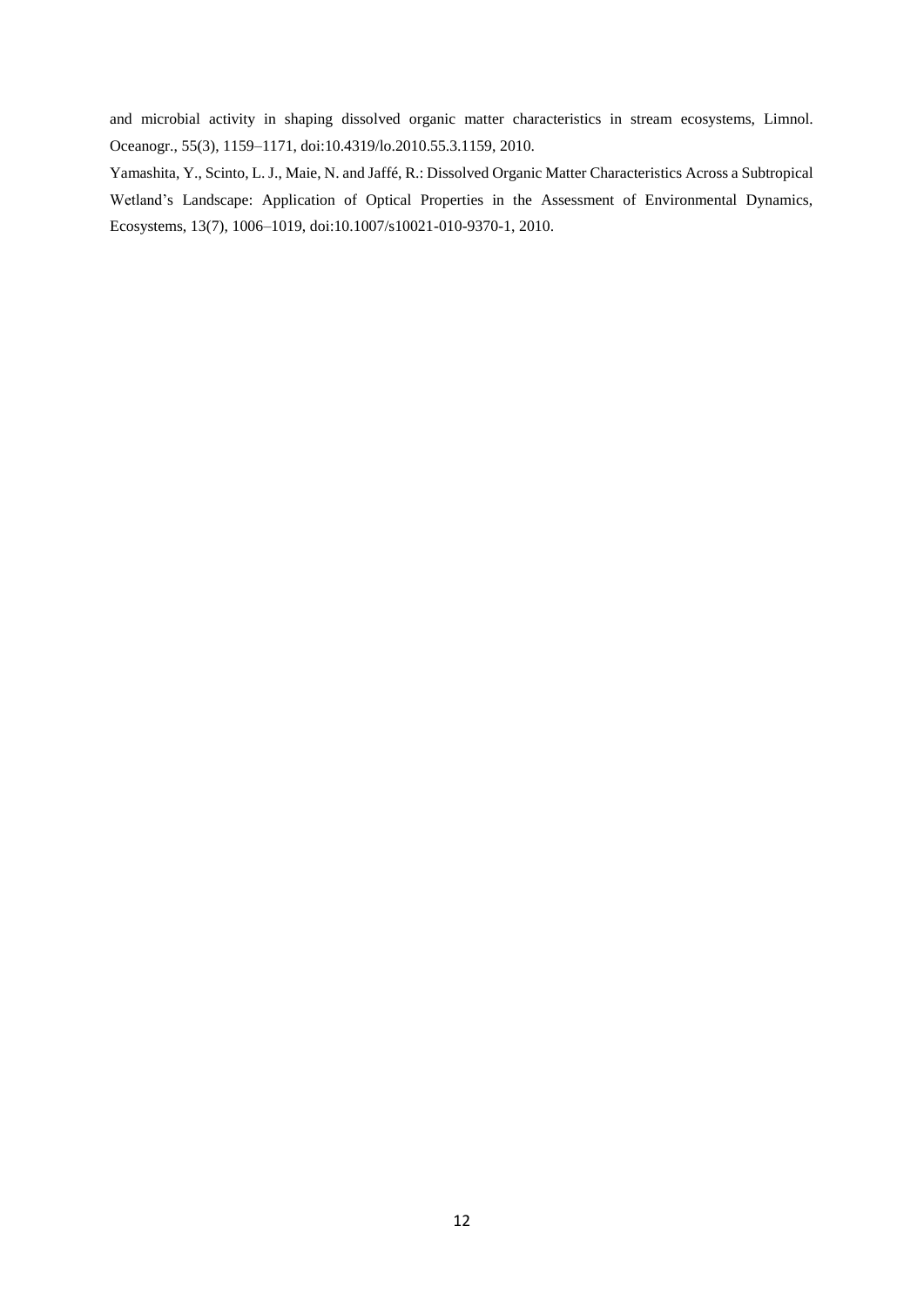and microbial activity in shaping dissolved organic matter characteristics in stream ecosystems, Limnol. Oceanogr., 55(3), 1159–1171, doi:10.4319/lo.2010.55.3.1159, 2010.

Yamashita, Y., Scinto, L. J., Maie, N. and Jaffé, R.: Dissolved Organic Matter Characteristics Across a Subtropical Wetland's Landscape: Application of Optical Properties in the Assessment of Environmental Dynamics, Ecosystems, 13(7), 1006–1019, doi:10.1007/s10021-010-9370-1, 2010.